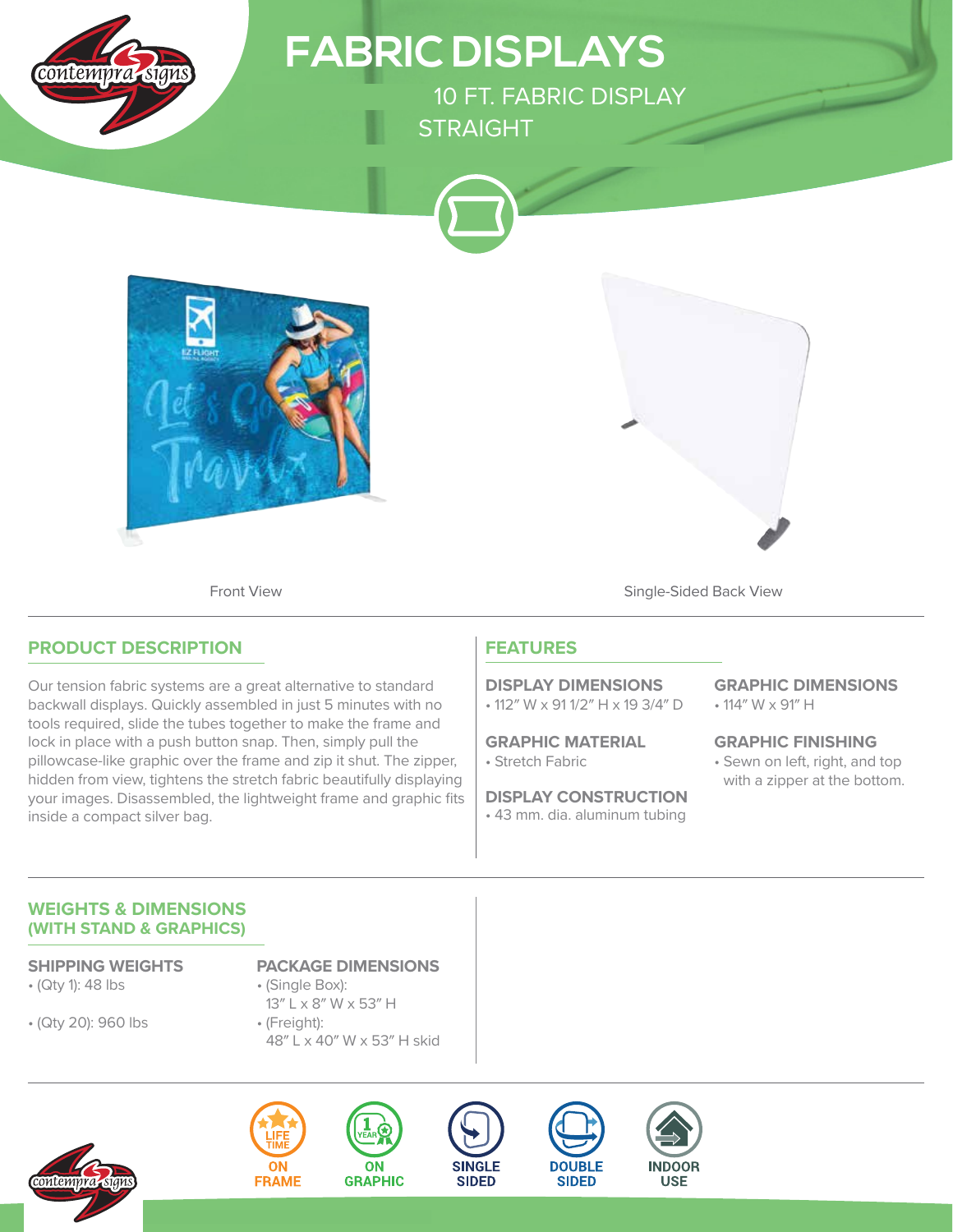# FABRIC DISPLAYS

## 10 FT. FABRIC DISPLAY STRAIGHT

Front View

Single-Sided Back View

## PRODUCT DESCRIPTION

Our tension fabric systems are a great alternative to standard backwall displays. Quickly assembled in just 5 minutes with no tools required, slide the tubes together to make the frame and lock in place with a push button snap. Then, simply pull the pillowcase-like graphic over the frame and zip it shut. The zipper, hidden from view, tightens the stretch fabric beautifully displaying your images. Disassembled, the lightweight frame and graphic fits inside a compact silver bag.

## FEATURES

**DISPLAY DIMENSIONS**
- 112″ W x 91 1/2″ H x 19 3/4″ D

**GRAPHIC MATERIAL**
- Stretch Fabric

**DISPLAY CONSTRUCTION**
- 43 mm. dia. aluminum tubing

**GRAPHIC DIMENSIONS**
- 114″ W x 91″ H

**GRAPHIC FINISHING**
- Sewn on left, right, and top with a zipper at the bottom.

## WEIGHTS & DIMENSIONS (WITH STAND & GRAPHICS)

**SHIPPING WEIGHTS**
- (Qty 1): 48 lbs
- (Qty 20): 960 lbs

**PACKAGE DIMENSIONS**
- (Single Box): 13″ L x 8″ W x 53″ H
- (Freight): 48″ L x 40″ W x 53″ H skid

LIFETIME ON FRAME | 1 YEAR ON GRAPHIC | SINGLE SIDED | DOUBLE SIDED | INDOOR USE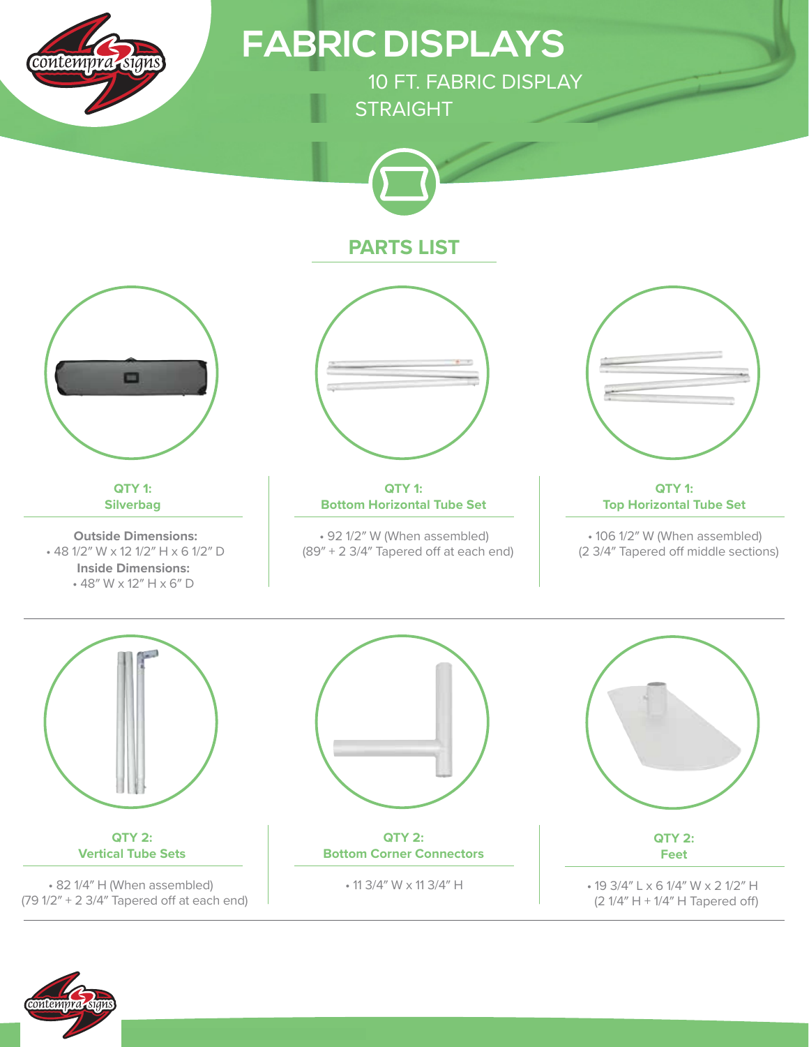# FABRIC DISPLAYS

10 FT. FABRIC DISPLAY
STRAIGHT

## PARTS LIST

**QTY 1:**
**Silverbag**

**Outside Dimensions:**
- 48 1/2″ W x 12 1/2″ H x 6 1/2″ D

**Inside Dimensions:**
- 48″ W x 12″ H x 6″ D

**QTY 1:**
**Bottom Horizontal Tube Set**

- 92 1/2″ W (When assembled) (89″ + 2 3/4″ Tapered off at each end)

**QTY 1:**
**Top Horizontal Tube Set**

- 106 1/2″ W (When assembled) (2 3/4″ Tapered off middle sections)

**QTY 2:**
**Vertical Tube Sets**

- 82 1/4″ H (When assembled) (79 1/2″ + 2 3/4″ Tapered off at each end)

**QTY 2:**
**Bottom Corner Connectors**

- 11 3/4″ W x 11 3/4″ H

**QTY 2:**
**Feet**

- 19 3/4″ L x 6 1/4″ W x 2 1/2″ H (2 1/4″ H + 1/4″ H Tapered off)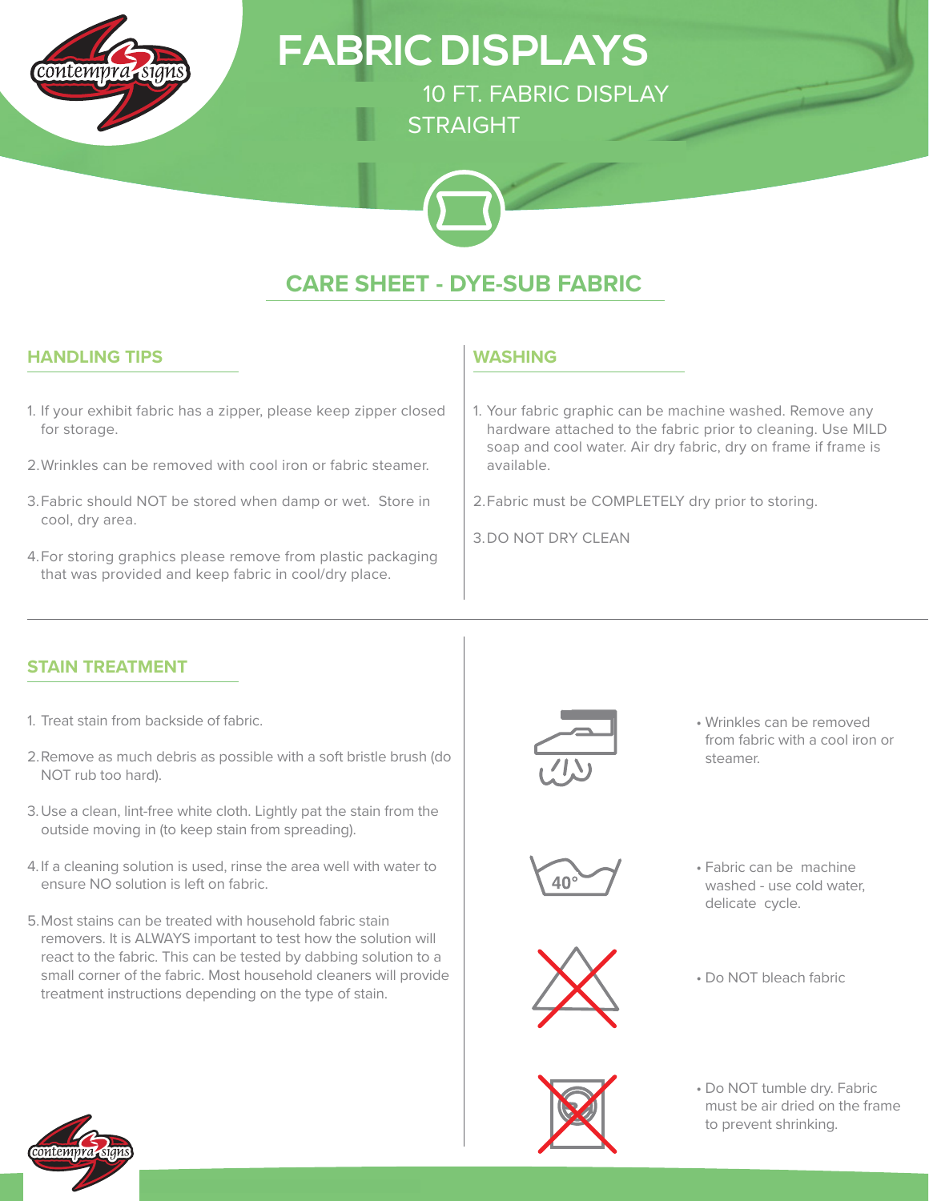# FABRIC DISPLAYS

10 FT. FABRIC DISPLAY

STRAIGHT

## CARE SHEET - DYE-SUB FABRIC

### HANDLING TIPS

1. If your exhibit fabric has a zipper, please keep zipper closed for storage.
2. Wrinkles can be removed with cool iron or fabric steamer.
3. Fabric should NOT be stored when damp or wet. Store in cool, dry area.
4. For storing graphics please remove from plastic packaging that was provided and keep fabric in cool/dry place.

### WASHING

1. Your fabric graphic can be machine washed. Remove any hardware attached to the fabric prior to cleaning. Use MILD soap and cool water. Air dry fabric, dry on frame if frame is available.
2. Fabric must be COMPLETELY dry prior to storing.
3. DO NOT DRY CLEAN

### STAIN TREATMENT

1. Treat stain from backside of fabric.
2. Remove as much debris as possible with a soft bristle brush (do NOT rub too hard).
3. Use a clean, lint-free white cloth. Lightly pat the stain from the outside moving in (to keep stain from spreading).
4. If a cleaning solution is used, rinse the area well with water to ensure NO solution is left on fabric.
5. Most stains can be treated with household fabric stain removers. It is ALWAYS important to test how the solution will react to the fabric. This can be tested by dabbing solution to a small corner of the fabric. Most household cleaners will provide treatment instructions depending on the type of stain.

- Wrinkles can be removed from fabric with a cool iron or steamer.

40°

- Fabric can be machine washed - use cold water, delicate cycle.
- Do NOT bleach fabric
- Do NOT tumble dry. Fabric must be air dried on the frame to prevent shrinking.